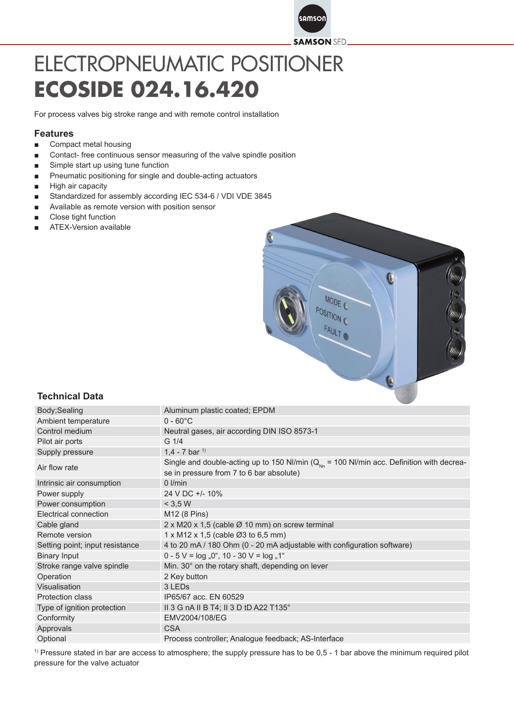# ELECTROPNEUMATIC POSITIONER
# **ECOSIDE 024.16.420**

For process valves big stroke range and with remote control installation

## Features

- Compact metal housing
- Contact- free continuous sensor measuring of the valve spindle position
- Simple start up using tune function
- Pneumatic positioning for single and double-acting actuators
- High air capacity
- Standardized for assembly according IEC 534-6 / VDI VDE 3845
- Available as remote version with position sensor
- Close tight function
- ATEX-Version available

## Technical Data

| | |
|---|---|
| Body;Sealing | Aluminum plastic coated; EPDM |
| Ambient temperature | 0 - 60°C |
| Control medium | Neutral gases, air according DIN ISO 8573-1 |
| Pilot air ports | G 1/4 |
| Supply pressure | 1,4 - 7 bar [1] |
| Air flow rate | Single and double-acting up to 150 Nl/min ($Q_{Nn}$ = 100 Nl/min acc. Definition with decrease in pressure from 7 to 6 bar absolute) |
| Intrinsic air consumption | 0 l/min |
| Power supply | 24 V DC +/- 10% |
| Power consumption | < 3,5 W |
| Electrical connection | M12 (8 Pins) |
| Cable gland | 2 x M20 x 1,5 (cable Ø 10 mm) on screw terminal |
| Remote version | 1 x M12 x 1,5 (cable Ø3 to 6,5 mm) |
| Setting point; input resistance | 4 to 20 mA / 180 Ohm (0 - 20 mA adjustable with configuration software) |
| Binary Input | 0 - 5 V = log „0", 10 - 30 V = log „1" |
| Stroke range valve spindle | Min. 30° on the rotary shaft, depending on lever |
| Operation | 2 Key button |
| Visualisation | 3 LEDs |
| Protection class | IP65/67 acc. EN 60529 |
| Type of ignition protection | II 3 G nA II B T4; II 3 D tD A22 T135° |
| Conformity | EMV2004/108/EG |
| Approvals | CSA |
| Optional | Process controller; Analogue feedback; AS-Interface |

[1] Pressure stated in bar are access to atmosphere; the supply pressure has to be 0,5 - 1 bar above the minimum required pilot pressure for the valve actuator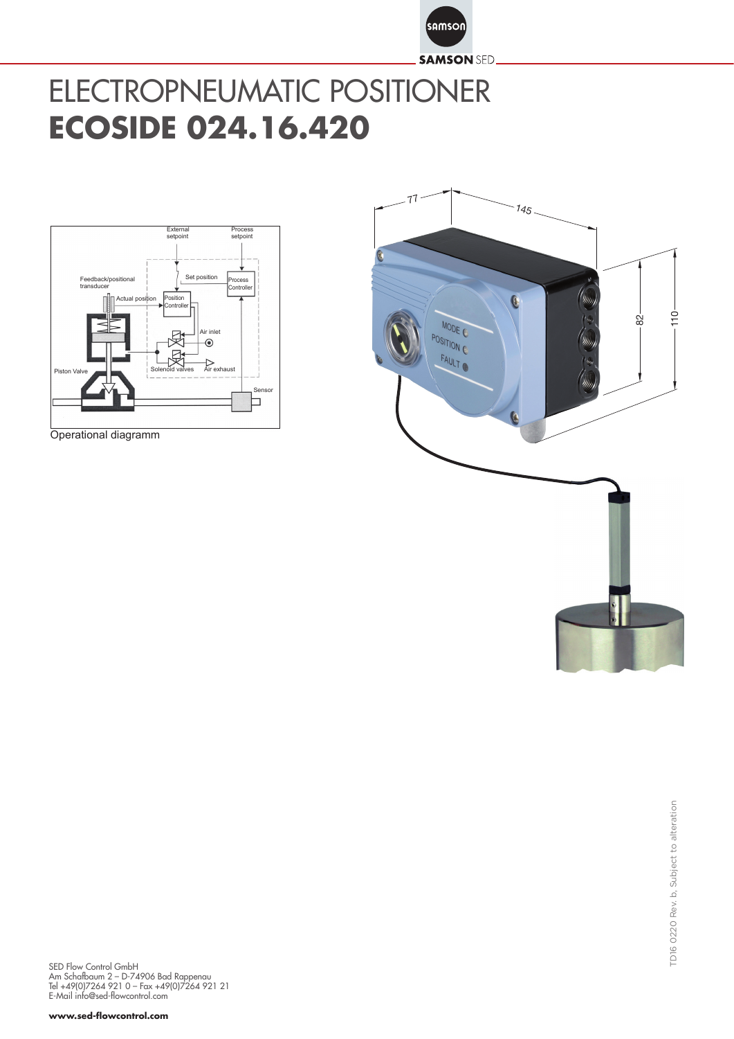# ELECTROPNEUMATIC POSITIONER

# ECOSIDE 024.16.420

External setpoint

Process setpoint

Feedback/positional transducer

Set position

Process Controller

Actual position

Position Controller

Air inlet

Piston Valve

Solenoid valves

Air exhaust

Sensor

Operational diagramm

77

145

82

110

MODE

POSITION

FAULT

TDI6 0220 Rev. b, Subject to alteration

SED Flow Control GmbH
Am Schafbaum 2 – D-74906 Bad Rappenau
Tel +49(0)7264 921 0 – Fax +49(0)7264 921 21
E-Mail info@sed-flowcontrol.com

**www.sed-flowcontrol.com**